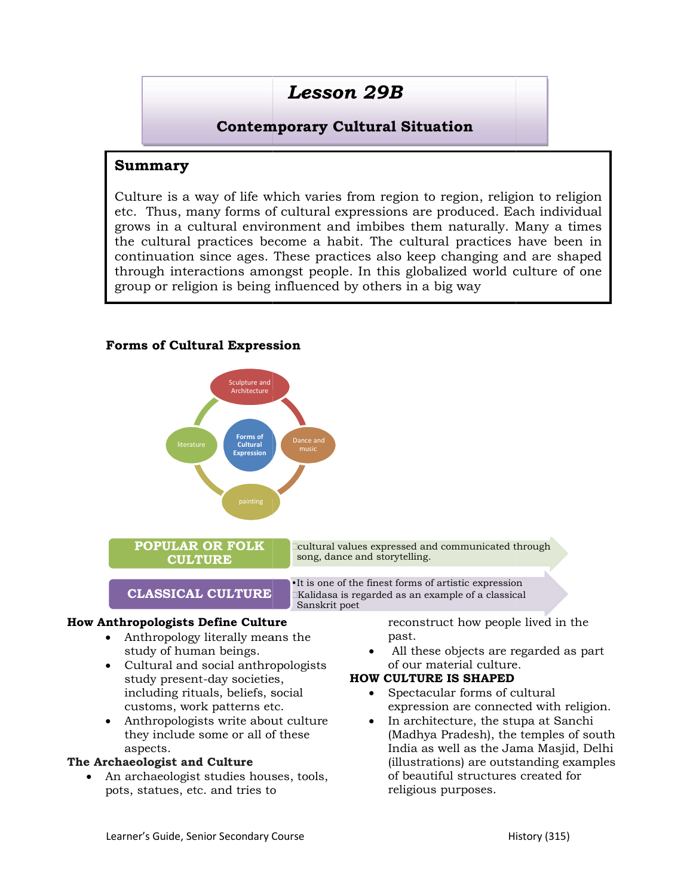# *Lesson 29B*

## Contemporary Cultural Situation

### Summary

Culture is a way of life which varies from region to region, religion to religion etc. Thus, many forms of cultural expressions are produced. Each individual grows in a cultural environment and imbibes them naturally. Many a times the cultural practices become a habit. The cultural practices have been in continuation since ages. These practices also keep changing and are shaped through interactions amongst people. In this globalized world culture of one group or religion is being influenced by others in a big way

### Forms of Cultural Expression

Forms of Cultural Expression:
- Sculpture and Architecture
- Dance and music
- painting
- literature

**POPULAR OR FOLK CULTURE**
- cultural values expressed and communicated through song, dance and storytelling.

**CLASSICAL CULTURE**
- It is one of the finest forms of artistic expression
- Kalidasa is regarded as an example of a classical Sanskrit poet

**How Anthropologists Define Culture**

- Anthropology literally means the study of human beings.
- Cultural and social anthropologists study present-day societies, including rituals, beliefs, social customs, work patterns etc.
- Anthropologists write about culture they include some or all of these aspects.

**The Archaeologist and Culture**

- An archaeologist studies houses, tools, pots, statues, etc. and tries to reconstruct how people lived in the past.
- All these objects are regarded as part of our material culture.

**HOW CULTURE IS SHAPED**

- Spectacular forms of cultural expression are connected with religion.
- In architecture, the stupa at Sanchi (Madhya Pradesh), the temples of south India as well as the Jama Masjid, Delhi (illustrations) are outstanding examples of beautiful structures created for religious purposes.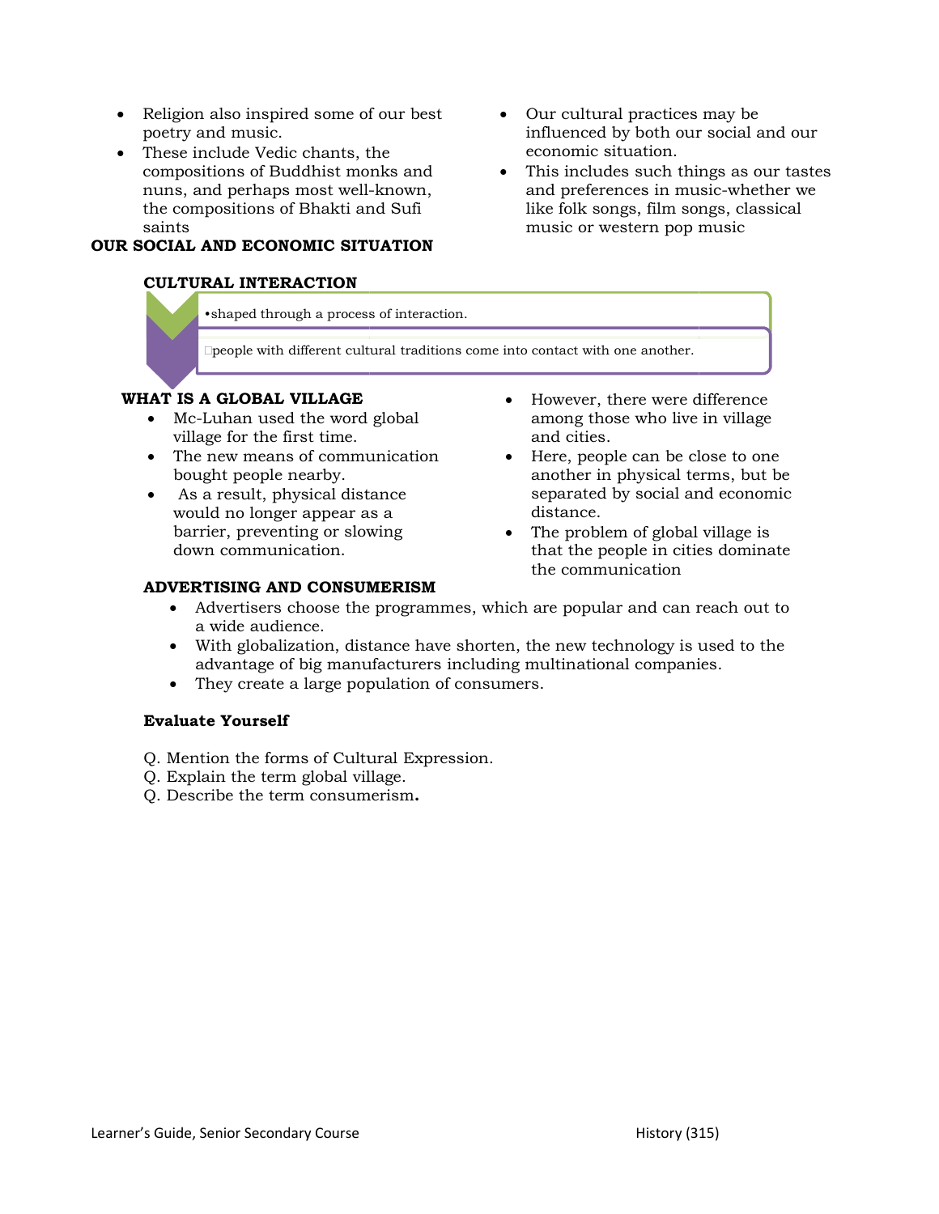- Religion also inspired some of our best poetry and music.
- These include Vedic chants, the compositions of Buddhist monks and nuns, and perhaps most well-known, the compositions of Bhakti and Sufi saints

**OUR SOCIAL AND ECONOMIC SITUATION**

- Our cultural practices may be influenced by both our social and our economic situation.
- This includes such things as our tastes and preferences in music-whether we like folk songs, film songs, classical music or western pop music

**CULTURAL INTERACTION**

- shaped through a process of interaction.
- people with different cultural traditions come into contact with one another.

**WHAT IS A GLOBAL VILLAGE**

- Mc-Luhan used the word global village for the first time.
- The new means of communication bought people nearby.
- As a result, physical distance would no longer appear as a barrier, preventing or slowing down communication.
- However, there were difference among those who live in village and cities.
- Here, people can be close to one another in physical terms, but be separated by social and economic distance.
- The problem of global village is that the people in cities dominate the communication

**ADVERTISING AND CONSUMERISM**

- Advertisers choose the programmes, which are popular and can reach out to a wide audience.
- With globalization, distance have shorten, the new technology is used to the advantage of big manufacturers including multinational companies.
- They create a large population of consumers.

**Evaluate Yourself**

Q. Mention the forms of Cultural Expression.
Q. Explain the term global village.
Q. Describe the term consumerism**.**